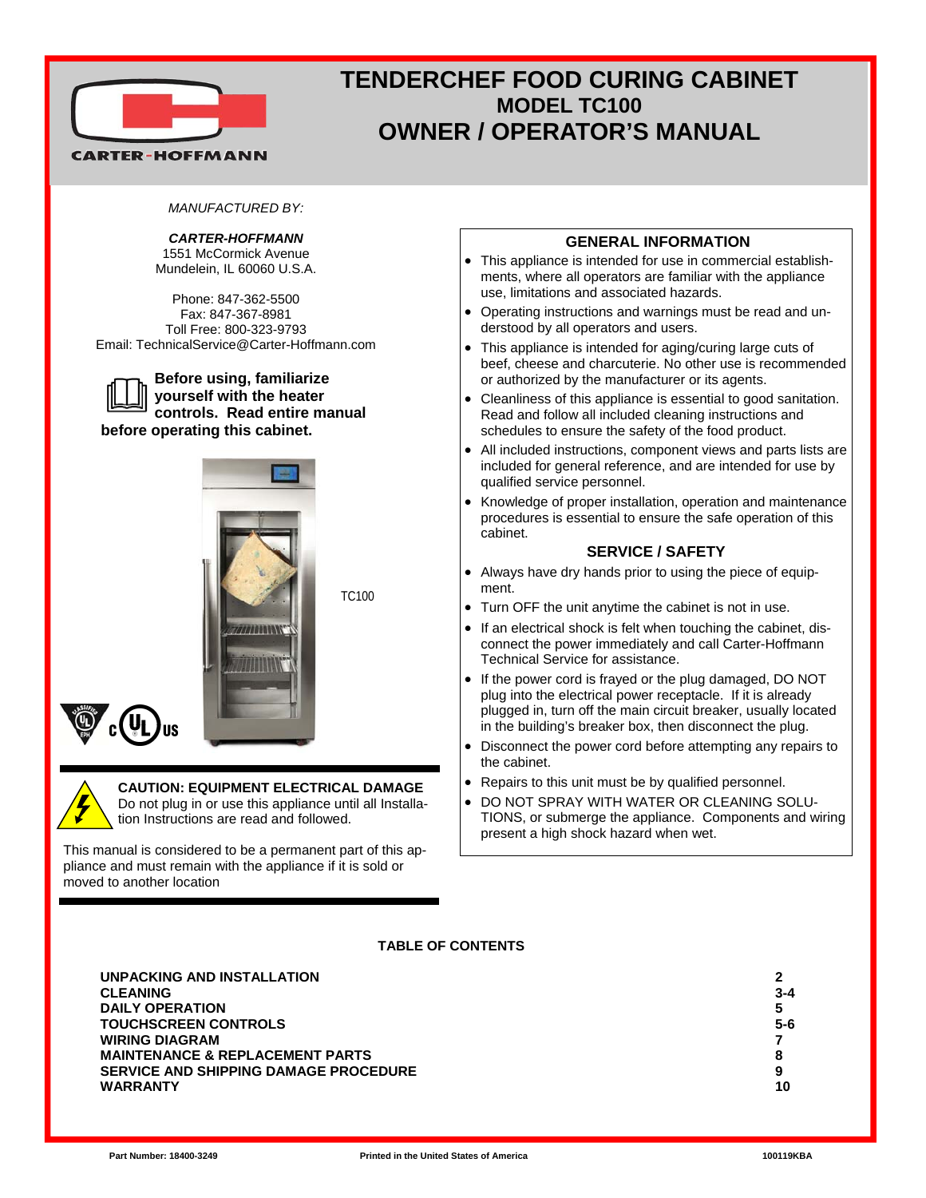# TENDERCHEF FOOD CURING CABINET
## MODEL TC100
## OWNER / OPERATOR'S MANUAL

CARTER-HOFFMANN

*MANUFACTURED BY:*

***CARTER-HOFFMANN***
1551 McCormick Avenue
Mundelein, IL 60060 U.S.A.

Phone: 847-362-5500
Fax: 847-367-8981
Toll Free: 800-323-9793
Email: TechnicalService@Carter-Hoffmann.com

**Before using, familiarize yourself with the heater controls. Read entire manual before operating this cabinet.**

TC100

**CAUTION: EQUIPMENT ELECTRICAL DAMAGE**
Do not plug in or use this appliance until all Installation Instructions are read and followed.

This manual is considered to be a permanent part of this appliance and must remain with the appliance if it is sold or moved to another location

### GENERAL INFORMATION

- This appliance is intended for use in commercial establishments, where all operators are familiar with the appliance use, limitations and associated hazards.
- Operating instructions and warnings must be read and understood by all operators and users.
- This appliance is intended for aging/curing large cuts of beef, cheese and charcuterie. No other use is recommended or authorized by the manufacturer or its agents.
- Cleanliness of this appliance is essential to good sanitation. Read and follow all included cleaning instructions and schedules to ensure the safety of the food product.
- All included instructions, component views and parts lists are included for general reference, and are intended for use by qualified service personnel.
- Knowledge of proper installation, operation and maintenance procedures is essential to ensure the safe operation of this cabinet.

### SERVICE / SAFETY

- Always have dry hands prior to using the piece of equipment.
- Turn OFF the unit anytime the cabinet is not in use.
- If an electrical shock is felt when touching the cabinet, disconnect the power immediately and call Carter-Hoffmann Technical Service for assistance.
- If the power cord is frayed or the plug damaged, DO NOT plug into the electrical power receptacle. If it is already plugged in, turn off the main circuit breaker, usually located in the building's breaker box, then disconnect the plug.
- Disconnect the power cord before attempting any repairs to the cabinet.
- Repairs to this unit must be by qualified personnel.
- DO NOT SPRAY WITH WATER OR CLEANING SOLUTIONS, or submerge the appliance. Components and wiring present a high shock hazard when wet.

### TABLE OF CONTENTS

| | |
|---|---|
| **UNPACKING AND INSTALLATION** | **2** |
| **CLEANING** | **3-4** |
| **DAILY OPERATION** | **5** |
| **TOUCHSCREEN CONTROLS** | **5-6** |
| **WIRING DIAGRAM** | **7** |
| **MAINTENANCE & REPLACEMENT PARTS** | **8** |
| **SERVICE AND SHIPPING DAMAGE PROCEDURE** | **9** |
| **WARRANTY** | **10** |

Part Number: 18400-3249 | Printed in the United States of America | 100119KBA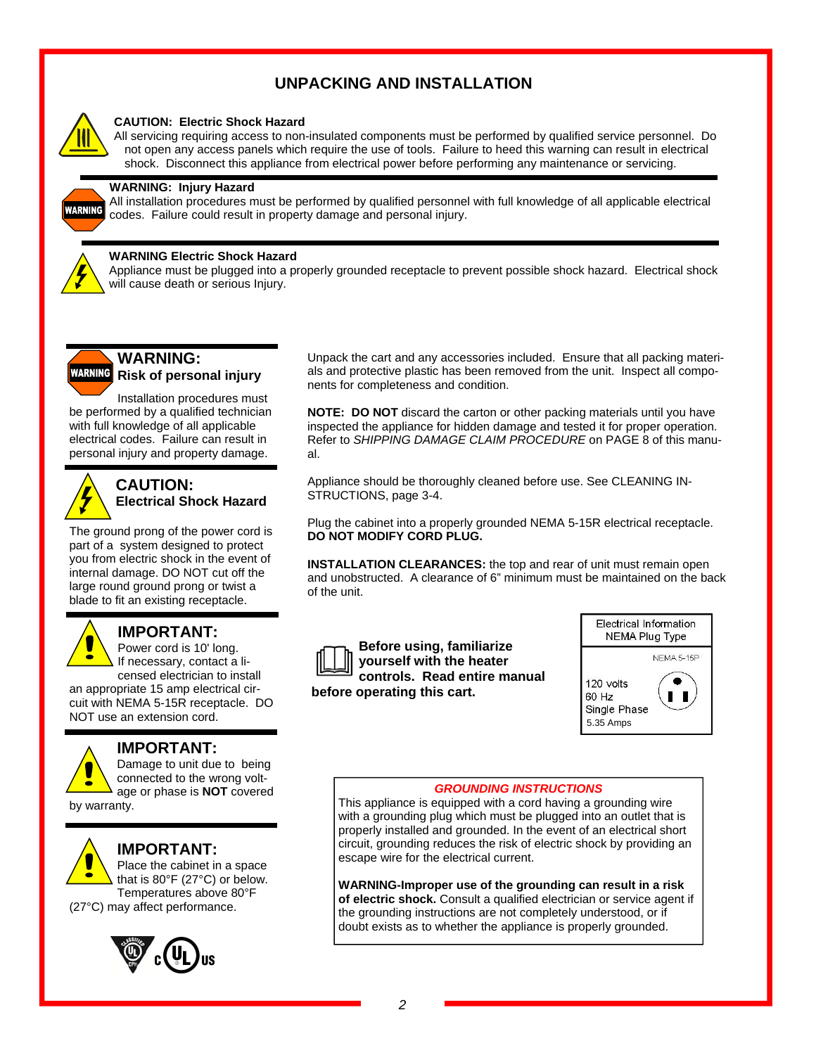# UNPACKING AND INSTALLATION

**CAUTION: Electric Shock Hazard**
All servicing requiring access to non-insulated components must be performed by qualified service personnel. Do not open any access panels which require the use of tools. Failure to heed this warning can result in electrical shock. Disconnect this appliance from electrical power before performing any maintenance or servicing.

**WARNING: Injury Hazard**
All installation procedures must be performed by qualified personnel with full knowledge of all applicable electrical codes. Failure could result in property damage and personal injury.

**WARNING Electric Shock Hazard**
Appliance must be plugged into a properly grounded receptacle to prevent possible shock hazard. Electrical shock will cause death or serious Injury.

### WARNING:
**Risk of personal injury**

Installation procedures must be performed by a qualified technician with full knowledge of all applicable electrical codes. Failure can result in personal injury and property damage.

### CAUTION:
**Electrical Shock Hazard**

The ground prong of the power cord is part of a system designed to protect you from electric shock in the event of internal damage. DO NOT cut off the large round ground prong or twist a blade to fit an existing receptacle.

### IMPORTANT:
Power cord is 10' long. If necessary, contact a licensed electrician to install an appropriate 15 amp electrical circuit with NEMA 5-15R receptacle. DO NOT use an extension cord.

### IMPORTANT:
Damage to unit due to being connected to the wrong voltage or phase is **NOT** covered by warranty.

### IMPORTANT:
Place the cabinet in a space that is 80°F (27°C) or below. Temperatures above 80°F (27°C) may affect performance.

Unpack the cart and any accessories included. Ensure that all packing materials and protective plastic has been removed from the unit. Inspect all components for completeness and condition.

**NOTE: DO NOT** discard the carton or other packing materials until you have inspected the appliance for hidden damage and tested it for proper operation. Refer to *SHIPPING DAMAGE CLAIM PROCEDURE* on PAGE 8 of this manual.

Appliance should be thoroughly cleaned before use. See CLEANING INSTRUCTIONS, page 3-4.

Plug the cabinet into a properly grounded NEMA 5-15R electrical receptacle. **DO NOT MODIFY CORD PLUG.**

**INSTALLATION CLEARANCES:** the top and rear of unit must remain open and unobstructed. A clearance of 6" minimum must be maintained on the back of the unit.

**Before using, familiarize yourself with the heater controls. Read entire manual before operating this cart.**

| Electrical Information NEMA Plug Type |
|---|
| NEMA 5-15P |
| 120 volts |
| 60 Hz |
| Single Phase |
| 5.35 Amps |

*GROUNDING INSTRUCTIONS*

This appliance is equipped with a cord having a grounding wire with a grounding plug which must be plugged into an outlet that is properly installed and grounded. In the event of an electrical short circuit, grounding reduces the risk of electric shock by providing an escape wire for the electrical current.

**WARNING-Improper use of the grounding can result in a risk of electric shock.** Consult a qualified electrician or service agent if the grounding instructions are not completely understood, or if doubt exists as to whether the appliance is properly grounded.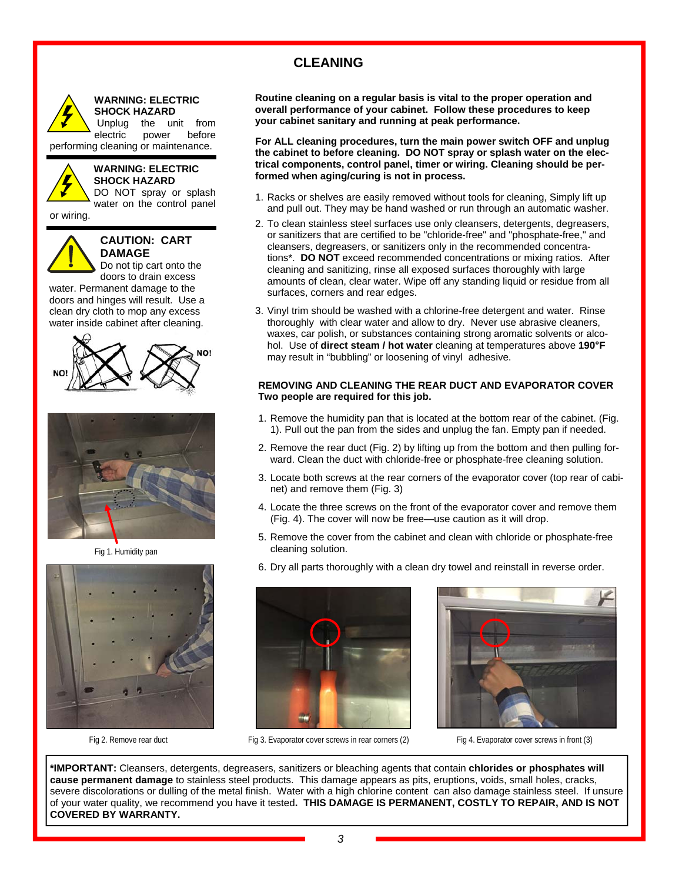# CLEANING

**WARNING: ELECTRIC SHOCK HAZARD**
Unplug the unit from electric power before performing cleaning or maintenance.

**WARNING: ELECTRIC SHOCK HAZARD**
DO NOT spray or splash water on the control panel or wiring.

**CAUTION: CART DAMAGE**
Do not tip cart onto the doors to drain excess water. Permanent damage to the doors and hinges will result. Use a clean dry cloth to mop any excess water inside cabinet after cleaning.

NO! NO!

Fig 1. Humidity pan

Fig 2. Remove rear duct

**Routine cleaning on a regular basis is vital to the proper operation and overall performance of your cabinet. Follow these procedures to keep your cabinet sanitary and running at peak performance.**

**For ALL cleaning procedures, turn the main power switch OFF and unplug the cabinet to before cleaning. DO NOT spray or splash water on the electrical components, control panel, timer or wiring. Cleaning should be performed when aging/curing is not in process.**

1. Racks or shelves are easily removed without tools for cleaning, Simply lift up and pull out. They may be hand washed or run through an automatic washer.
2. To clean stainless steel surfaces use only cleansers, detergents, degreasers, or sanitizers that are certified to be "chloride-free" and "phosphate-free," and cleansers, degreasers, or sanitizers only in the recommended concentrations*. **DO NOT** exceed recommended concentrations or mixing ratios. After cleaning and sanitizing, rinse all exposed surfaces thoroughly with large amounts of clean, clear water. Wipe off any standing liquid or residue from all surfaces, corners and rear edges.
3. Vinyl trim should be washed with a chlorine-free detergent and water. Rinse thoroughly with clear water and allow to dry. Never use abrasive cleaners, waxes, car polish, or substances containing strong aromatic solvents or alcohol. Use of **direct steam / hot water** cleaning at temperatures above **190°F** may result in "bubbling" or loosening of vinyl adhesive.

**REMOVING AND CLEANING THE REAR DUCT AND EVAPORATOR COVER**
**Two people are required for this job.**

1. Remove the humidity pan that is located at the bottom rear of the cabinet. (Fig. 1). Pull out the pan from the sides and unplug the fan. Empty pan if needed.
2. Remove the rear duct (Fig. 2) by lifting up from the bottom and then pulling forward. Clean the duct with chloride-free or phosphate-free cleaning solution.
3. Locate both screws at the rear corners of the evaporator cover (top rear of cabinet) and remove them (Fig. 3)
4. Locate the three screws on the front of the evaporator cover and remove them (Fig. 4). The cover will now be free—use caution as it will drop.
5. Remove the cover from the cabinet and clean with chloride or phosphate-free cleaning solution.
6. Dry all parts thoroughly with a clean dry towel and reinstall in reverse order.

Fig 3. Evaporator cover screws in rear corners (2)

Fig 4. Evaporator cover screws in front (3)

***IMPORTANT:** Cleansers, detergents, degreasers, sanitizers or bleaching agents that contain **chlorides or phosphates will cause permanent damage** to stainless steel products. This damage appears as pits, eruptions, voids, small holes, cracks, severe discolorations or dulling of the metal finish. Water with a high chlorine content can also damage stainless steel. If unsure of your water quality, we recommend you have it tested**. THIS DAMAGE IS PERMANENT, COSTLY TO REPAIR, AND IS NOT COVERED BY WARRANTY.**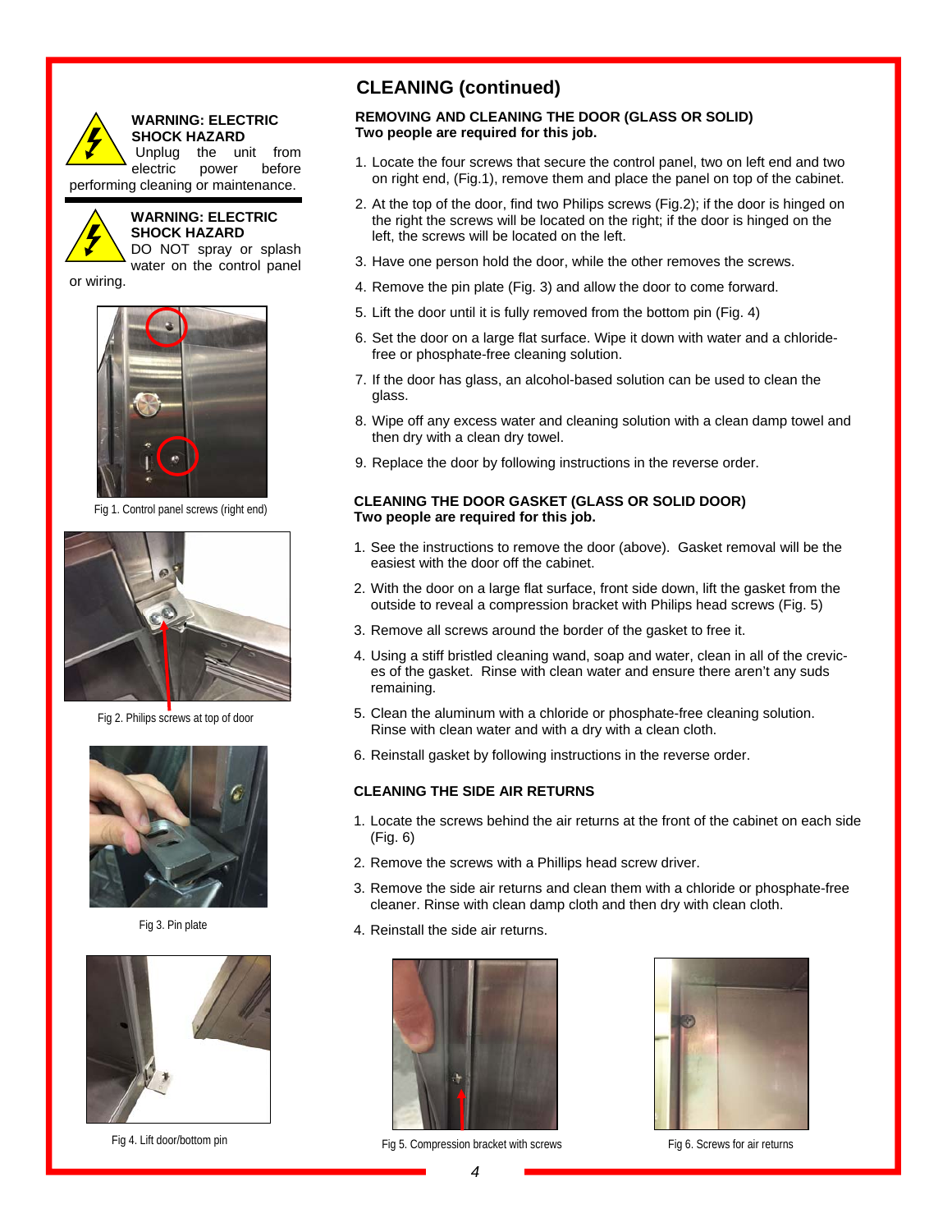**WARNING: ELECTRIC SHOCK HAZARD**
Unplug the unit from electric power before performing cleaning or maintenance.

**WARNING: ELECTRIC SHOCK HAZARD**
DO NOT spray or splash water on the control panel or wiring.

Fig 1. Control panel screws (right end)

Fig 2. Philips screws at top of door

Fig 3. Pin plate

Fig 4. Lift door/bottom pin

## CLEANING (continued)

### REMOVING AND CLEANING THE DOOR (GLASS OR SOLID)

**Two people are required for this job.**

1. Locate the four screws that secure the control panel, two on left end and two on right end, (Fig.1), remove them and place the panel on top of the cabinet.
2. At the top of the door, find two Philips screws (Fig.2); if the door is hinged on the right the screws will be located on the right; if the door is hinged on the left, the screws will be located on the left.
3. Have one person hold the door, while the other removes the screws.
4. Remove the pin plate (Fig. 3) and allow the door to come forward.
5. Lift the door until it is fully removed from the bottom pin (Fig. 4)
6. Set the door on a large flat surface. Wipe it down with water and a chloride-free or phosphate-free cleaning solution.
7. If the door has glass, an alcohol-based solution can be used to clean the glass.
8. Wipe off any excess water and cleaning solution with a clean damp towel and then dry with a clean dry towel.
9. Replace the door by following instructions in the reverse order.

### CLEANING THE DOOR GASKET (GLASS OR SOLID DOOR)

**Two people are required for this job.**

1. See the instructions to remove the door (above). Gasket removal will be the easiest with the door off the cabinet.
2. With the door on a large flat surface, front side down, lift the gasket from the outside to reveal a compression bracket with Philips head screws (Fig. 5)
3. Remove all screws around the border of the gasket to free it.
4. Using a stiff bristled cleaning wand, soap and water, clean in all of the crevices of the gasket. Rinse with clean water and ensure there aren't any suds remaining.
5. Clean the aluminum with a chloride or phosphate-free cleaning solution. Rinse with clean water and with a dry with a clean cloth.
6. Reinstall gasket by following instructions in the reverse order.

### CLEANING THE SIDE AIR RETURNS

1. Locate the screws behind the air returns at the front of the cabinet on each side (Fig. 6)
2. Remove the screws with a Phillips head screw driver.
3. Remove the side air returns and clean them with a chloride or phosphate-free cleaner. Rinse with clean damp cloth and then dry with clean cloth.
4. Reinstall the side air returns.

Fig 5. Compression bracket with screws

Fig 6. Screws for air returns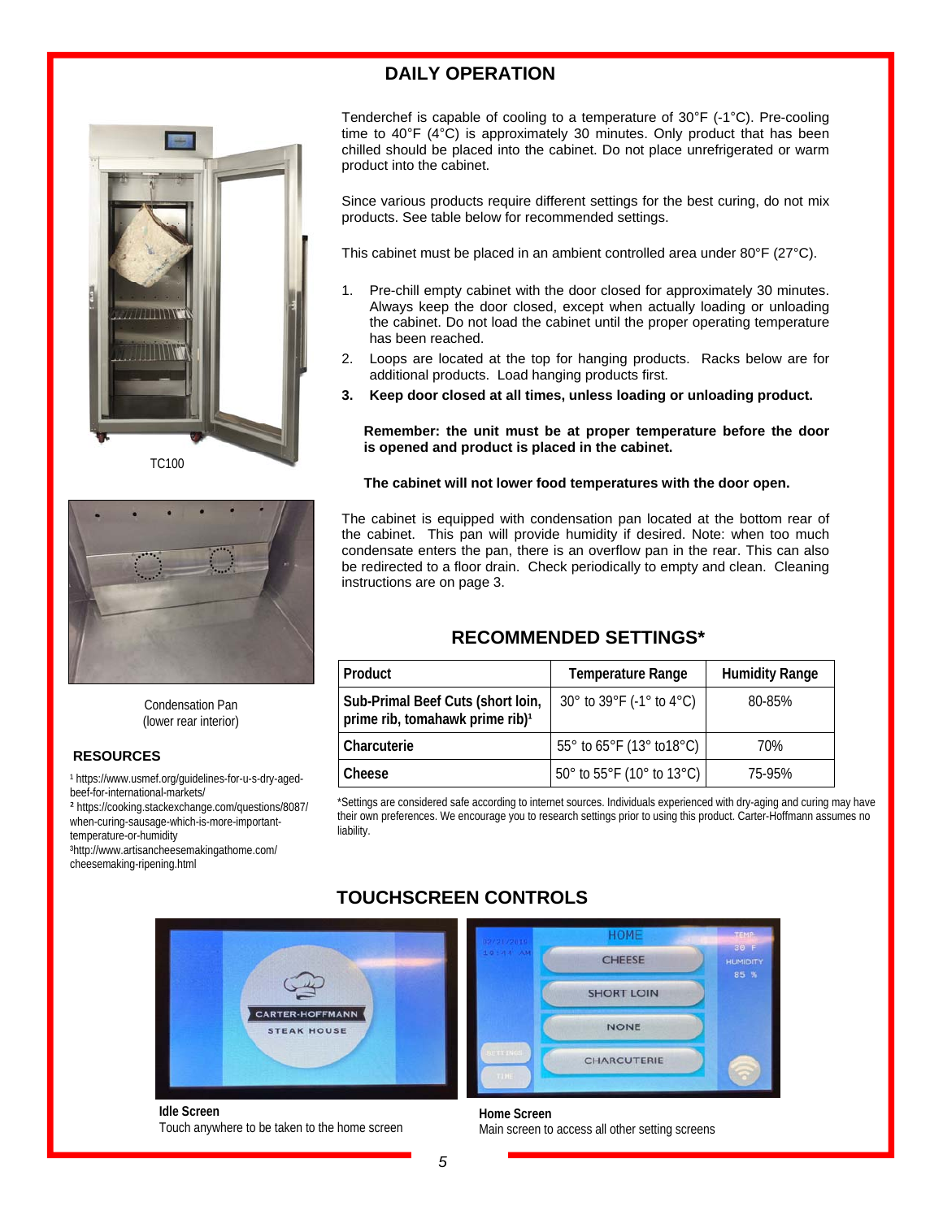# DAILY OPERATION

TC100

Condensation Pan
(lower rear interior)

Tenderchef is capable of cooling to a temperature of 30°F (-1°C). Pre-cooling time to 40°F (4°C) is approximately 30 minutes. Only product that has been chilled should be placed into the cabinet. Do not place unrefrigerated or warm product into the cabinet.

Since various products require different settings for the best curing, do not mix products. See table below for recommended settings.

This cabinet must be placed in an ambient controlled area under 80°F (27°C).

1. Pre-chill empty cabinet with the door closed for approximately 30 minutes. Always keep the door closed, except when actually loading or unloading the cabinet. Do not load the cabinet until the proper operating temperature has been reached.
2. Loops are located at the top for hanging products. Racks below are for additional products. Load hanging products first.
3. **Keep door closed at all times, unless loading or unloading product.**

**Remember: the unit must be at proper temperature before the door is opened and product is placed in the cabinet.**

**The cabinet will not lower food temperatures with the door open.**

The cabinet is equipped with condensation pan located at the bottom rear of the cabinet. This pan will provide humidity if desired. Note: when too much condensate enters the pan, there is an overflow pan in the rear. This can also be redirected to a floor drain. Check periodically to empty and clean. Cleaning instructions are on page 3.

## RECOMMENDED SETTINGS*

| Product | Temperature Range | Humidity Range |
|---|---|---|
| **Sub-Primal Beef Cuts (short loin, prime rib, tomahawk prime rib)[1]** | 30° to 39°F (-1° to 4°C) | 80-85% |
| **Charcuterie** | 55° to 65°F (13° to18°C) | 70% |
| **Cheese** | 50° to 55°F (10° to 13°C) | 75-95% |

*Settings are considered safe according to internet sources. Individuals experienced with dry-aging and curing may have their own preferences. We encourage you to research settings prior to using this product. Carter-Hoffmann assumes no liability.

### RESOURCES

[1] https://www.usmef.org/guidelines-for-u-s-dry-aged-beef-for-international-markets/
[2] https://cooking.stackexchange.com/questions/8087/when-curing-sausage-which-is-more-important-temperature-or-humidity
[3]http://www.artisancheesemakingathome.com/cheesemaking-ripening.html

## TOUCHSCREEN CONTROLS

**Idle Screen**
Touch anywhere to be taken to the home screen

**Home Screen**
Main screen to access all other setting screens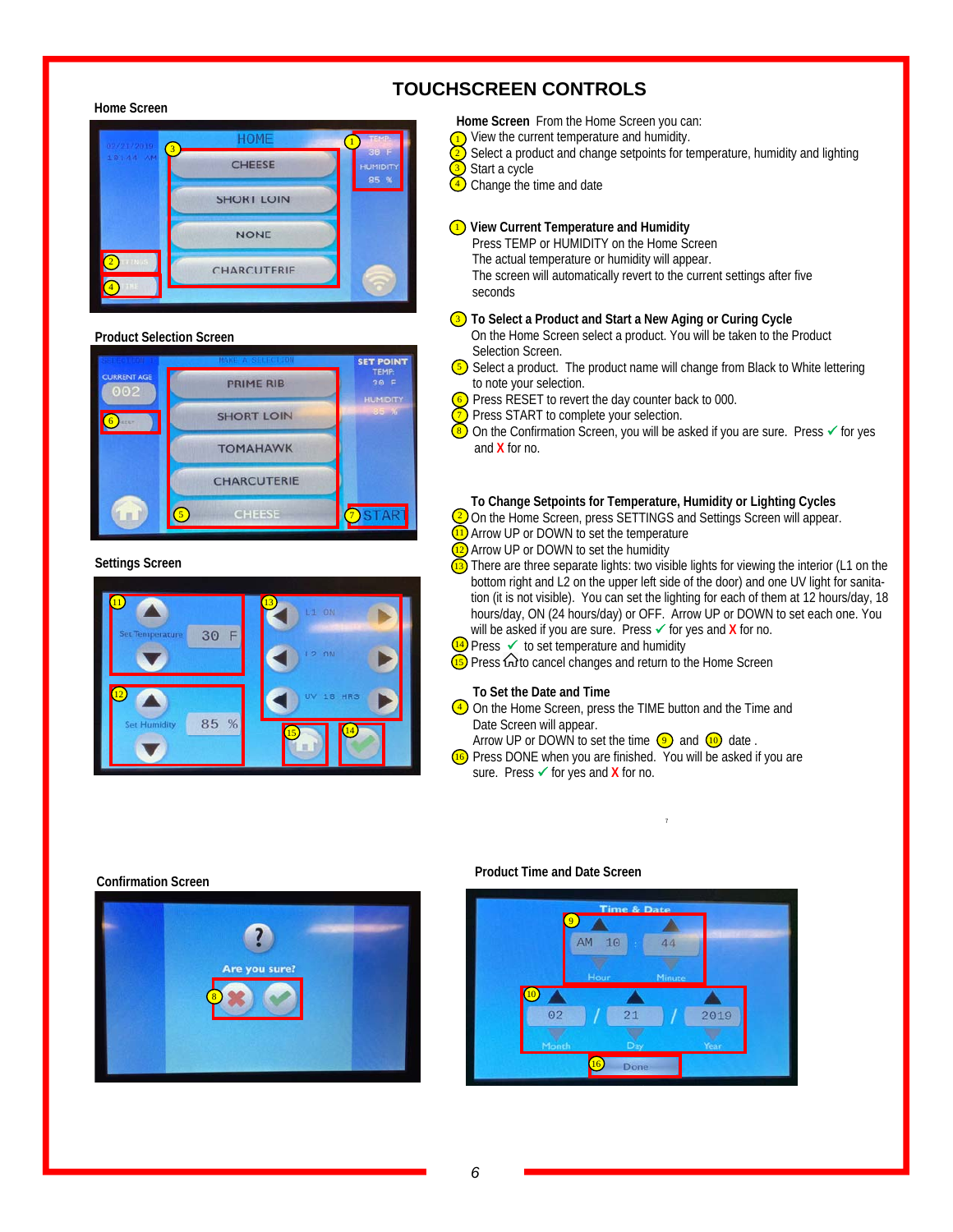# TOUCHSCREEN CONTROLS

**Home Screen**

**Product Selection Screen**

**Settings Screen**

**Home Screen** From the Home Screen you can:

1. View the current temperature and humidity.
2. Select a product and change setpoints for temperature, humidity and lighting
3. Start a cycle
4. Change the time and date

**1 View Current Temperature and Humidity**

Press TEMP or HUMIDITY on the Home Screen

The actual temperature or humidity will appear.

The screen will automatically revert to the current settings after five seconds

**3 To Select a Product and Start a New Aging or Curing Cycle**

On the Home Screen select a product. You will be taken to the Product Selection Screen.

5. Select a product. The product name will change from Black to White lettering to note your selection.
6. Press RESET to revert the day counter back to 000.
7. Press START to complete your selection.
8. On the Confirmation Screen, you will be asked if you are sure. Press ✓ for yes and X for no.

**To Change Setpoints for Temperature, Humidity or Lighting Cycles**

2. On the Home Screen, press SETTINGS and Settings Screen will appear.
11. Arrow UP or DOWN to set the temperature
12. Arrow UP or DOWN to set the humidity
13. There are three separate lights: two visible lights for viewing the interior (L1 on the bottom right and L2 on the upper left side of the door) and one UV light for sanitation (it is not visible). You can set the lighting for each of them at 12 hours/day, 18 hours/day, ON (24 hours/day) or OFF. Arrow UP or DOWN to set each one. You will be asked if you are sure. Press ✓ for yes and X for no.
14. Press ✓ to set temperature and humidity
15. Press ⌂ to cancel changes and return to the Home Screen

**To Set the Date and Time**

4. On the Home Screen, press the TIME button and the Time and Date Screen will appear.

Arrow UP or DOWN to set the time 9 and 10 date .

16. Press DONE when you are finished. You will be asked if you are sure. Press ✓ for yes and X for no.

**Confirmation Screen**

**Product Time and Date Screen**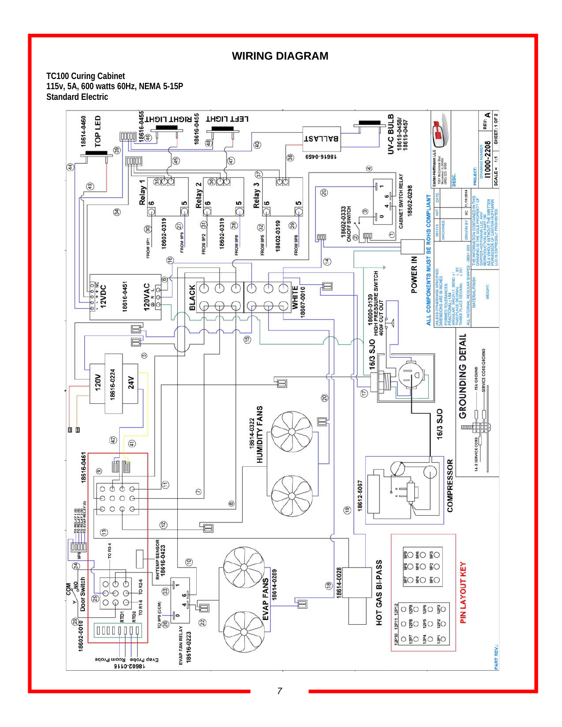# WIRING DIAGRAM

**TC100 Curing Cabinet**
**115v, 5A, 600 watts 60Hz, NEMA 5-15P**
**Standard Electric**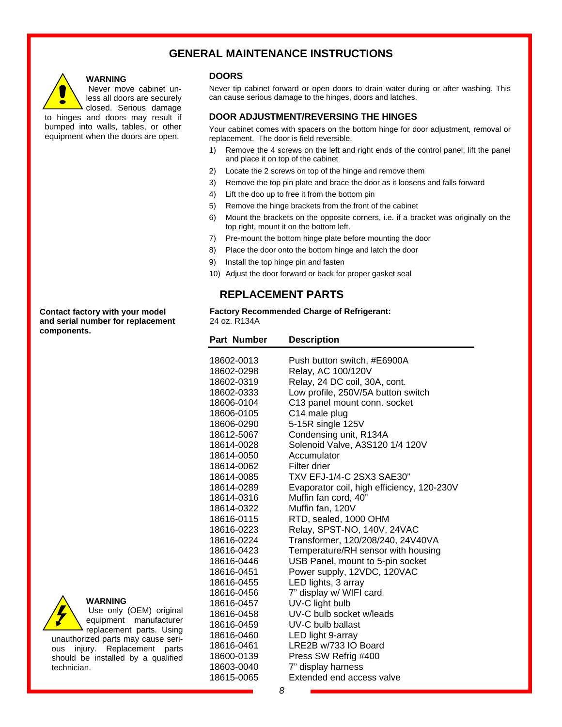# GENERAL MAINTENANCE INSTRUCTIONS

**WARNING**

Never move cabinet unless all doors are securely closed. Serious damage to hinges and doors may result if bumped into walls, tables, or other equipment when the doors are open.

### DOORS

Never tip cabinet forward or open doors to drain water during or after washing. This can cause serious damage to the hinges, doors and latches.

### DOOR ADJUSTMENT/REVERSING THE HINGES

Your cabinet comes with spacers on the bottom hinge for door adjustment, removal or replacement. The door is field reversible.

1) Remove the 4 screws on the left and right ends of the control panel; lift the panel and place it on top of the cabinet
2) Locate the 2 screws on top of the hinge and remove them
3) Remove the top pin plate and brace the door as it loosens and falls forward
4) Lift the doo up to free it from the bottom pin
5) Remove the hinge brackets from the front of the cabinet
6) Mount the brackets on the opposite corners, i.e. if a bracket was originally on the top right, mount it on the bottom left.
7) Pre-mount the bottom hinge plate before mounting the door
8) Place the door onto the bottom hinge and latch the door
9) Install the top hinge pin and fasten
10) Adjust the door forward or back for proper gasket seal

## REPLACEMENT PARTS

**Contact factory with your model and serial number for replacement components.**

**Factory Recommended Charge of Refrigerant:**
24 oz. R134A

| Part Number | Description |
|---|---|
| 18602-0013 | Push button switch, #E6900A |
| 18602-0298 | Relay, AC 100/120V |
| 18602-0319 | Relay, 24 DC coil, 30A, cont. |
| 18602-0333 | Low profile, 250V/5A button switch |
| 18606-0104 | C13 panel mount conn. socket |
| 18606-0105 | C14 male plug |
| 18606-0290 | 5-15R single 125V |
| 18612-5067 | Condensing unit, R134A |
| 18614-0028 | Solenoid Valve, A3S120 1/4 120V |
| 18614-0050 | Accumulator |
| 18614-0062 | Filter drier |
| 18614-0085 | TXV EFJ-1/4-C 2SX3 SAE30" |
| 18614-0289 | Evaporator coil, high efficiency, 120-230V |
| 18614-0316 | Muffin fan cord, 40" |
| 18614-0322 | Muffin fan, 120V |
| 18616-0115 | RTD, sealed, 1000 OHM |
| 18616-0223 | Relay, SPST-NO, 140V, 24VAC |
| 18616-0224 | Transformer, 120/208/240, 24V40VA |
| 18616-0423 | Temperature/RH sensor with housing |
| 18616-0446 | USB Panel, mount to 5-pin socket |
| 18616-0451 | Power supply, 12VDC, 120VAC |
| 18616-0455 | LED lights, 3 array |
| 18616-0456 | 7" display w/ WIFI card |
| 18616-0457 | UV-C light bulb |
| 18616-0458 | UV-C bulb socket w/leads |
| 18616-0459 | UV-C bulb ballast |
| 18616-0460 | LED light 9-array |
| 18616-0461 | LRE2B w/733 IO Board |
| 18600-0139 | Press SW Refrig #400 |
| 18603-0040 | 7" display harness |
| 18615-0065 | Extended end access valve |

**WARNING**

Use only (OEM) original equipment manufacturer replacement parts. Using unauthorized parts may cause serious injury. Replacement parts should be installed by a qualified technician.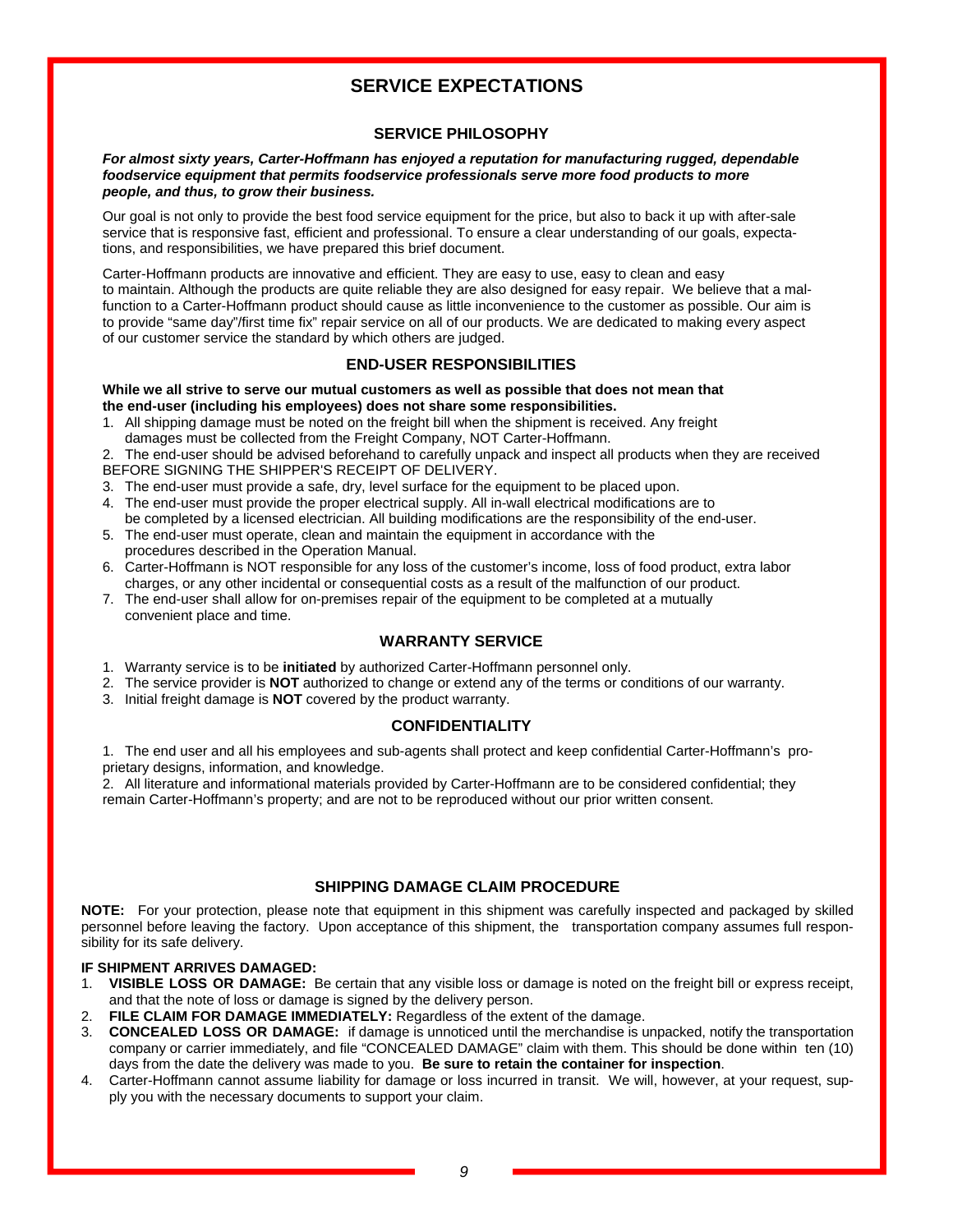# SERVICE EXPECTATIONS

## SERVICE PHILOSOPHY

***For almost sixty years, Carter-Hoffmann has enjoyed a reputation for manufacturing rugged, dependable foodservice equipment that permits foodservice professionals serve more food products to more people, and thus, to grow their business.***

Our goal is not only to provide the best food service equipment for the price, but also to back it up with after-sale service that is responsive fast, efficient and professional. To ensure a clear understanding of our goals, expectations, and responsibilities, we have prepared this brief document.

Carter-Hoffmann products are innovative and efficient. They are easy to use, easy to clean and easy to maintain. Although the products are quite reliable they are also designed for easy repair. We believe that a malfunction to a Carter-Hoffmann product should cause as little inconvenience to the customer as possible. Our aim is to provide "same day"/first time fix" repair service on all of our products. We are dedicated to making every aspect of our customer service the standard by which others are judged.

## END-USER RESPONSIBILITIES

**While we all strive to serve our mutual customers as well as possible that does not mean that the end-user (including his employees) does not share some responsibilities.**

1. All shipping damage must be noted on the freight bill when the shipment is received. Any freight damages must be collected from the Freight Company, NOT Carter-Hoffmann.
2. The end-user should be advised beforehand to carefully unpack and inspect all products when they are received BEFORE SIGNING THE SHIPPER'S RECEIPT OF DELIVERY.
3. The end-user must provide a safe, dry, level surface for the equipment to be placed upon.
4. The end-user must provide the proper electrical supply. All in-wall electrical modifications are to be completed by a licensed electrician. All building modifications are the responsibility of the end-user.
5. The end-user must operate, clean and maintain the equipment in accordance with the procedures described in the Operation Manual.
6. Carter-Hoffmann is NOT responsible for any loss of the customer's income, loss of food product, extra labor charges, or any other incidental or consequential costs as a result of the malfunction of our product.
7. The end-user shall allow for on-premises repair of the equipment to be completed at a mutually convenient place and time.

## WARRANTY SERVICE

1. Warranty service is to be **initiated** by authorized Carter-Hoffmann personnel only.
2. The service provider is **NOT** authorized to change or extend any of the terms or conditions of our warranty.
3. Initial freight damage is **NOT** covered by the product warranty.

## CONFIDENTIALITY

1. The end user and all his employees and sub-agents shall protect and keep confidential Carter-Hoffmann's proprietary designs, information, and knowledge.
2. All literature and informational materials provided by Carter-Hoffmann are to be considered confidential; they remain Carter-Hoffmann's property; and are not to be reproduced without our prior written consent.

## SHIPPING DAMAGE CLAIM PROCEDURE

**NOTE:** For your protection, please note that equipment in this shipment was carefully inspected and packaged by skilled personnel before leaving the factory. Upon acceptance of this shipment, the transportation company assumes full responsibility for its safe delivery.

**IF SHIPMENT ARRIVES DAMAGED:**

1. **VISIBLE LOSS OR DAMAGE:** Be certain that any visible loss or damage is noted on the freight bill or express receipt, and that the note of loss or damage is signed by the delivery person.
2. **FILE CLAIM FOR DAMAGE IMMEDIATELY:** Regardless of the extent of the damage.
3. **CONCEALED LOSS OR DAMAGE:** if damage is unnoticed until the merchandise is unpacked, notify the transportation company or carrier immediately, and file "CONCEALED DAMAGE" claim with them. This should be done within ten (10) days from the date the delivery was made to you. **Be sure to retain the container for inspection**.
4. Carter-Hoffmann cannot assume liability for damage or loss incurred in transit. We will, however, at your request, supply you with the necessary documents to support your claim.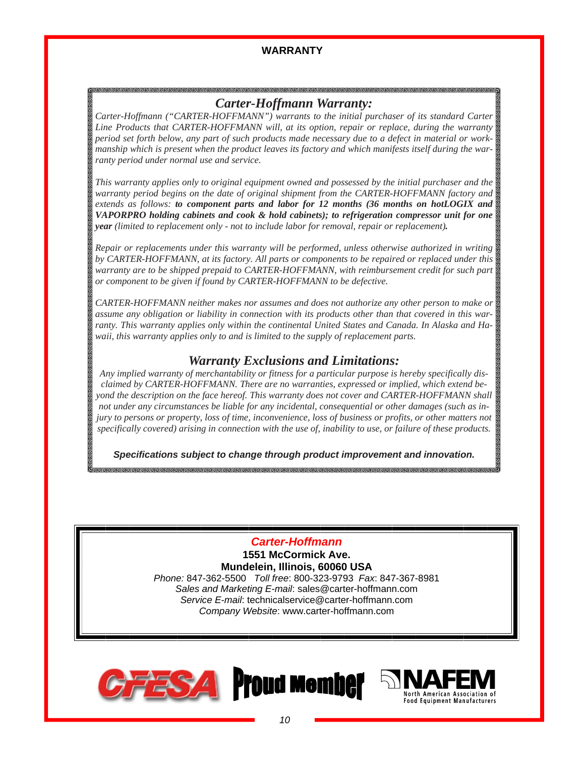# WARRANTY

## *Carter-Hoffmann Warranty:*

*Carter-Hoffmann ("CARTER-HOFFMANN") warrants to the initial purchaser of its standard Carter Line Products that CARTER-HOFFMANN will, at its option, repair or replace, during the warranty period set forth below, any part of such products made necessary due to a defect in material or workmanship which is present when the product leaves its factory and which manifests itself during the warranty period under normal use and service.*

*This warranty applies only to original equipment owned and possessed by the initial purchaser and the warranty period begins on the date of original shipment from the CARTER-HOFFMANN factory and extends as follows: **to component parts and labor for 12 months (36 months on hotLOGIX and VAPORPRO holding cabinets and cook & hold cabinets); to refrigeration compressor unit for one year** (limited to replacement only - not to include labor for removal, repair or replacement)**.***

*Repair or replacements under this warranty will be performed, unless otherwise authorized in writing by CARTER-HOFFMANN, at its factory. All parts or components to be repaired or replaced under this warranty are to be shipped prepaid to CARTER-HOFFMANN, with reimbursement credit for such part or component to be given if found by CARTER-HOFFMANN to be defective.*

*CARTER-HOFFMANN neither makes nor assumes and does not authorize any other person to make or assume any obligation or liability in connection with its products other than that covered in this warranty. This warranty applies only within the continental United States and Canada. In Alaska and Hawaii, this warranty applies only to and is limited to the supply of replacement parts.*

## *Warranty Exclusions and Limitations:*

*Any implied warranty of merchantability or fitness for a particular purpose is hereby specifically disclaimed by CARTER-HOFFMANN. There are no warranties, expressed or implied, which extend beyond the description on the face hereof. This warranty does not cover and CARTER-HOFFMANN shall not under any circumstances be liable for any incidental, consequential or other damages (such as injury to persons or property, loss of time, inconvenience, loss of business or profits, or other matters not specifically covered) arising in connection with the use of, inability to use, or failure of these products.*

***Specifications subject to change through product improvement and innovation.***

***Carter-Hoffmann***
**1551 McCormick Ave.**
**Mundelein, Illinois, 60060 USA**
*Phone:* 847-362-5500 *Toll free*: 800-323-9793 *Fax*: 847-367-8981
*Sales and Marketing E-mail*: sales@carter-hoffmann.com
*Service E-mail*: technicalservice@carter-hoffmann.com
*Company Website*: www.carter-hoffmann.com

CFESA Proud Member NAFEM North American Association of Food Equipment Manufacturers